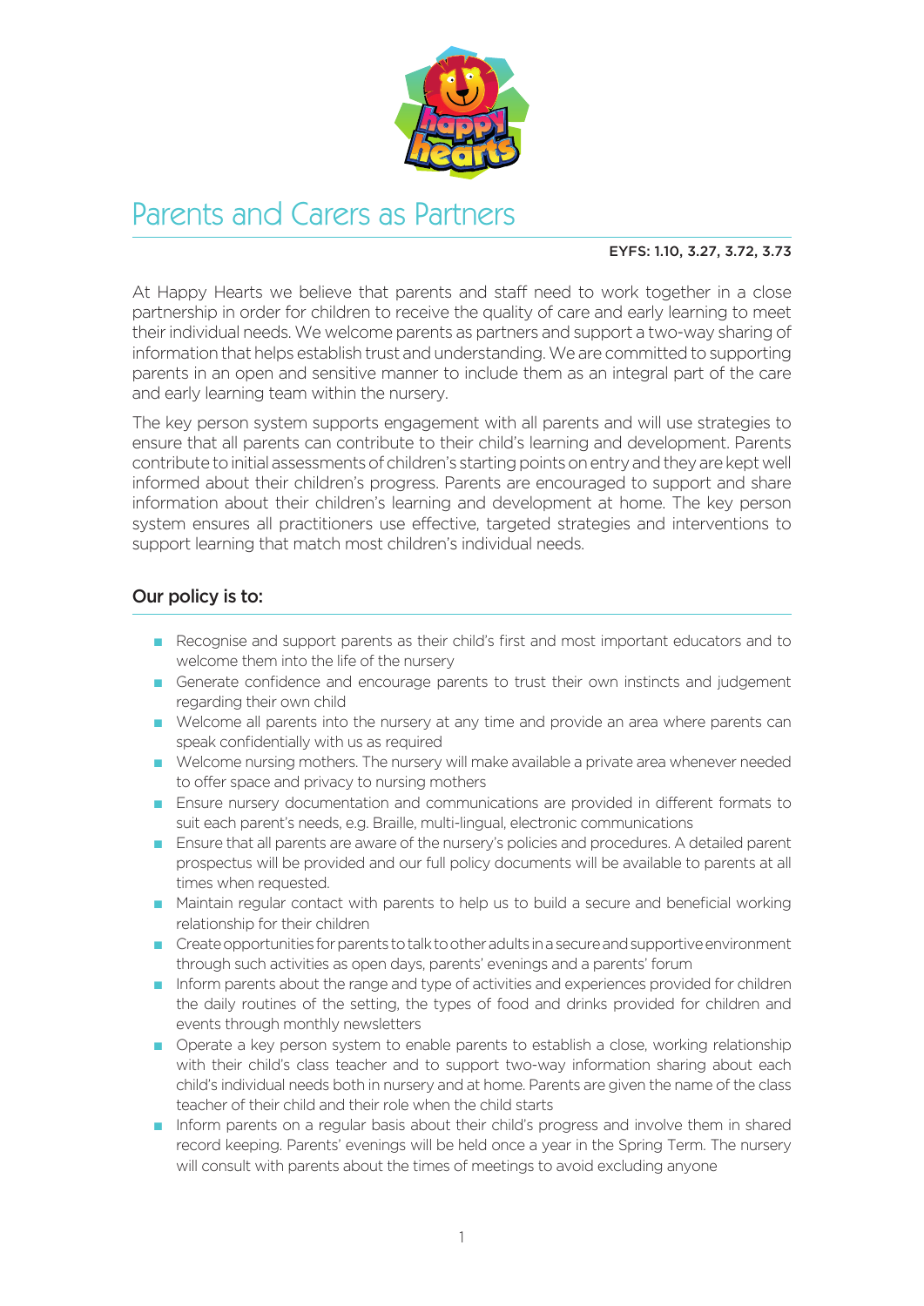# Parents and Carers as Partners

**EYFS: 1.10, 3.27, 3.72, 3.73**

At Happy Hearts we believe that parents and staff need to work together in a close partnership in order for children to receive the quality of care and early learning to meet their individual needs. We welcome parents as partners and support a two-way sharing of information that helps establish trust and understanding. We are committed to supporting parents in an open and sensitive manner to include them as an integral part of the care and early learning team within the nursery.

The key person system supports engagement with all parents and will use strategies to ensure that all parents can contribute to their child's learning and development. Parents contribute to initial assessments of children's starting points on entry and they are kept well informed about their children's progress. Parents are encouraged to support and share information about their children's learning and development at home. The key person system ensures all practitioners use effective, targeted strategies and interventions to support learning that match most children's individual needs.

## Our policy is to:

- Recognise and support parents as their child's first and most important educators and to welcome them into the life of the nursery
- Generate confidence and encourage parents to trust their own instincts and judgement regarding their own child
- Welcome all parents into the nursery at any time and provide an area where parents can speak confidentially with us as required
- Welcome nursing mothers. The nursery will make available a private area whenever needed to offer space and privacy to nursing mothers
- Ensure nursery documentation and communications are provided in different formats to suit each parent's needs, e.g. Braille, multi-lingual, electronic communications
- Ensure that all parents are aware of the nursery's policies and procedures. A detailed parent prospectus will be provided and our full policy documents will be available to parents at all times when requested.
- Maintain regular contact with parents to help us to build a secure and beneficial working relationship for their children
- Create opportunities for parents to talk to other adults in a secure and supportive environment through such activities as open days, parents' evenings and a parents' forum
- Inform parents about the range and type of activities and experiences provided for children the daily routines of the setting, the types of food and drinks provided for children and events through monthly newsletters
- Operate a key person system to enable parents to establish a close, working relationship with their child's class teacher and to support two-way information sharing about each child's individual needs both in nursery and at home. Parents are given the name of the class teacher of their child and their role when the child starts
- Inform parents on a regular basis about their child's progress and involve them in shared record keeping. Parents' evenings will be held once a year in the Spring Term. The nursery will consult with parents about the times of meetings to avoid excluding anyone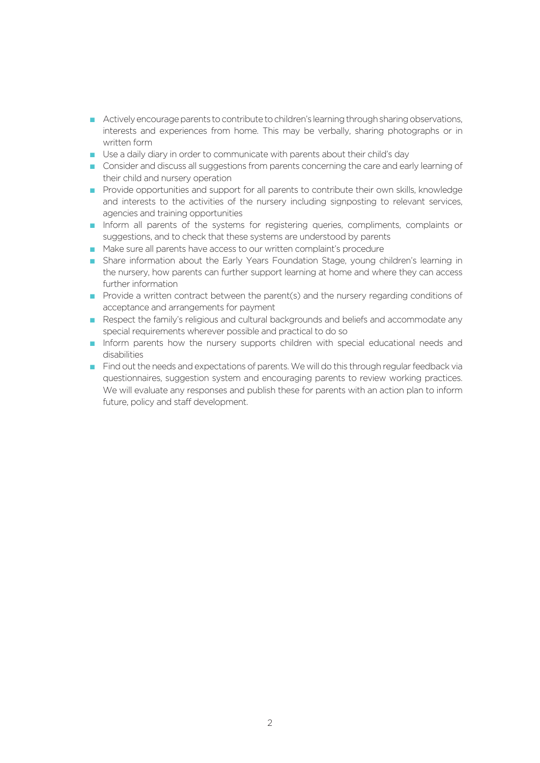- Actively encourage parents to contribute to children's learning through sharing observations, interests and experiences from home. This may be verbally, sharing photographs or in written form
- Use a daily diary in order to communicate with parents about their child's day
- Consider and discuss all suggestions from parents concerning the care and early learning of their child and nursery operation
- Provide opportunities and support for all parents to contribute their own skills, knowledge and interests to the activities of the nursery including signposting to relevant services, agencies and training opportunities
- Inform all parents of the systems for registering queries, compliments, complaints or suggestions, and to check that these systems are understood by parents
- Make sure all parents have access to our written complaint's procedure
- Share information about the Early Years Foundation Stage, young children's learning in the nursery, how parents can further support learning at home and where they can access further information
- Provide a written contract between the parent(s) and the nursery regarding conditions of acceptance and arrangements for payment
- Respect the family's religious and cultural backgrounds and beliefs and accommodate any special requirements wherever possible and practical to do so
- Inform parents how the nursery supports children with special educational needs and disabilities
- Find out the needs and expectations of parents. We will do this through regular feedback via questionnaires, suggestion system and encouraging parents to review working practices. We will evaluate any responses and publish these for parents with an action plan to inform future, policy and staff development.